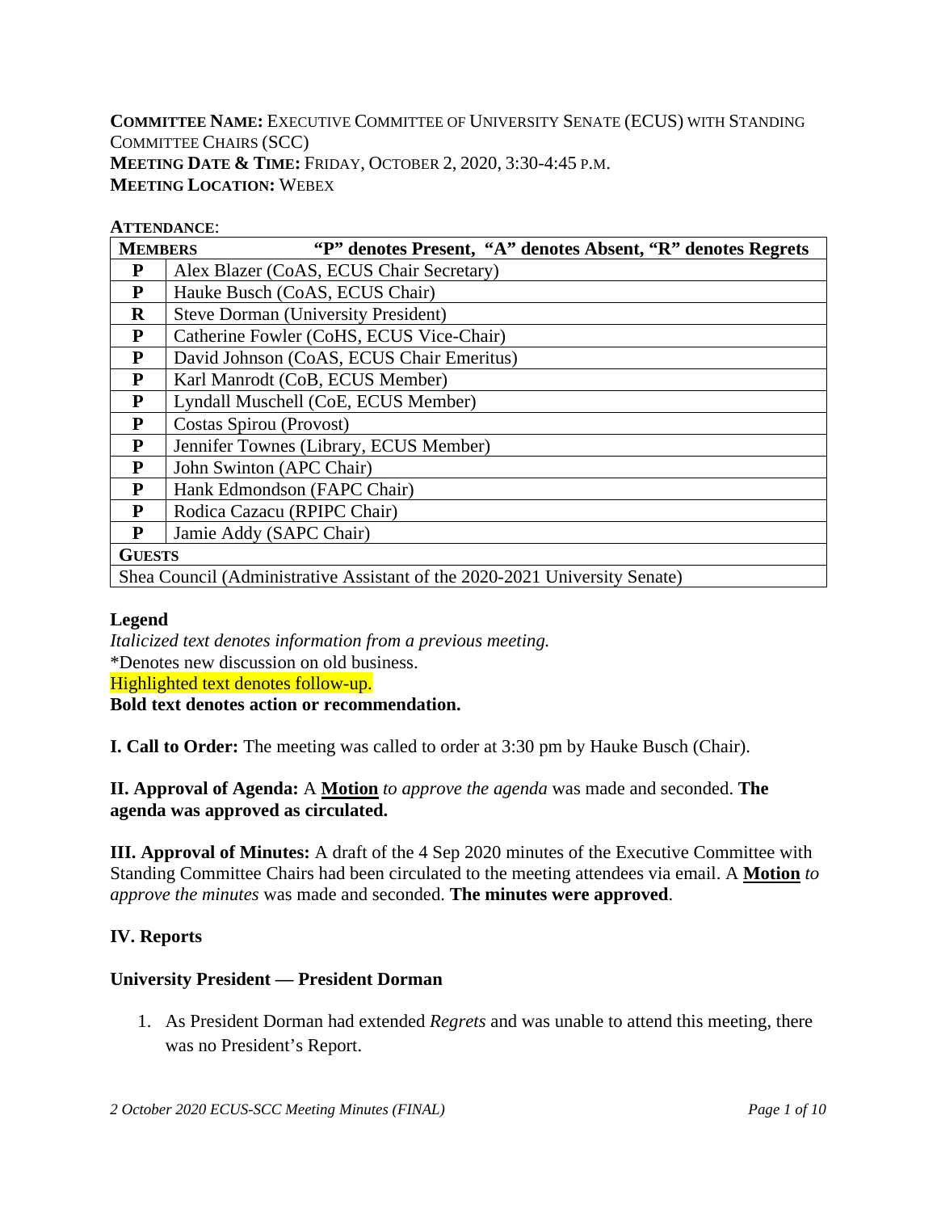**COMMITTEE NAME:** EXECUTIVE COMMITTEE OF UNIVERSITY SENATE (ECUS) WITH STANDING COMMITTEE CHAIRS (SCC)
**MEETING DATE & TIME:** FRIDAY, OCTOBER 2, 2020, 3:30-4:45 P.M.
**MEETING LOCATION:** WEBEX

**ATTENDANCE**:

| **MEMBERS** | **"P" denotes Present, "A" denotes Absent, "R" denotes Regrets** |
|---|---|
| **P** | Alex Blazer (CoAS, ECUS Chair Secretary) |
| **P** | Hauke Busch (CoAS, ECUS Chair) |
| **R** | Steve Dorman (University President) |
| **P** | Catherine Fowler (CoHS, ECUS Vice-Chair) |
| **P** | David Johnson (CoAS, ECUS Chair Emeritus) |
| **P** | Karl Manrodt (CoB, ECUS Member) |
| **P** | Lyndall Muschell (CoE, ECUS Member) |
| **P** | Costas Spirou (Provost) |
| **P** | Jennifer Townes (Library, ECUS Member) |
| **P** | John Swinton (APC Chair) |
| **P** | Hank Edmondson (FAPC Chair) |
| **P** | Rodica Cazacu (RPIPC Chair) |
| **P** | Jamie Addy (SAPC Chair) |
| **GUESTS** | |
| Shea Council (Administrative Assistant of the 2020-2021 University Senate) | |

**Legend**
*Italicized text denotes information from a previous meeting.*
*Denotes new discussion on old business.
Highlighted text denotes follow-up.
**Bold text denotes action or recommendation.**

**I. Call to Order:** The meeting was called to order at 3:30 pm by Hauke Busch (Chair).

**II. Approval of Agenda:** A **Motion** *to approve the agenda* was made and seconded. **The agenda was approved as circulated.**

**III. Approval of Minutes:** A draft of the 4 Sep 2020 minutes of the Executive Committee with Standing Committee Chairs had been circulated to the meeting attendees via email. A **Motion** *to approve the minutes* was made and seconded. **The minutes were approved**.

**IV. Reports**

**University President — President Dorman**

1. As President Dorman had extended *Regrets* and was unable to attend this meeting, there was no President's Report.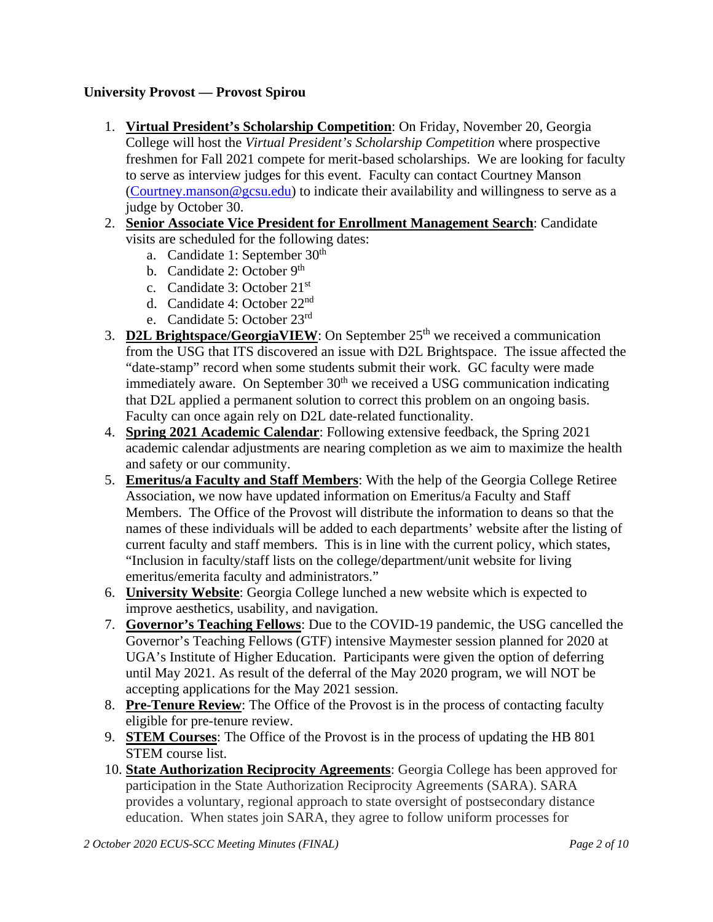**University Provost — Provost Spirou**

1. **Virtual President's Scholarship Competition**: On Friday, November 20, Georgia College will host the *Virtual President's Scholarship Competition* where prospective freshmen for Fall 2021 compete for merit-based scholarships. We are looking for faculty to serve as interview judges for this event. Faculty can contact Courtney Manson (Courtney.manson@gcsu.edu) to indicate their availability and willingness to serve as a judge by October 30.
2. **Senior Associate Vice President for Enrollment Management Search**: Candidate visits are scheduled for the following dates:
   a. Candidate 1: September 30th
   b. Candidate 2: October 9th
   c. Candidate 3: October 21st
   d. Candidate 4: October 22nd
   e. Candidate 5: October 23rd
3. **D2L Brightspace/GeorgiaVIEW**: On September 25th we received a communication from the USG that ITS discovered an issue with D2L Brightspace. The issue affected the "date-stamp" record when some students submit their work. GC faculty were made immediately aware. On September 30th we received a USG communication indicating that D2L applied a permanent solution to correct this problem on an ongoing basis. Faculty can once again rely on D2L date-related functionality.
4. **Spring 2021 Academic Calendar**: Following extensive feedback, the Spring 2021 academic calendar adjustments are nearing completion as we aim to maximize the health and safety or our community.
5. **Emeritus/a Faculty and Staff Members**: With the help of the Georgia College Retiree Association, we now have updated information on Emeritus/a Faculty and Staff Members. The Office of the Provost will distribute the information to deans so that the names of these individuals will be added to each departments' website after the listing of current faculty and staff members. This is in line with the current policy, which states, "Inclusion in faculty/staff lists on the college/department/unit website for living emeritus/emerita faculty and administrators."
6. **University Website**: Georgia College lunched a new website which is expected to improve aesthetics, usability, and navigation.
7. **Governor's Teaching Fellows**: Due to the COVID-19 pandemic, the USG cancelled the Governor's Teaching Fellows (GTF) intensive Maymester session planned for 2020 at UGA's Institute of Higher Education. Participants were given the option of deferring until May 2021. As result of the deferral of the May 2020 program, we will NOT be accepting applications for the May 2021 session.
8. **Pre-Tenure Review**: The Office of the Provost is in the process of contacting faculty eligible for pre-tenure review.
9. **STEM Courses**: The Office of the Provost is in the process of updating the HB 801 STEM course list.
10. **State Authorization Reciprocity Agreements**: Georgia College has been approved for participation in the State Authorization Reciprocity Agreements (SARA). SARA provides a voluntary, regional approach to state oversight of postsecondary distance education. When states join SARA, they agree to follow uniform processes for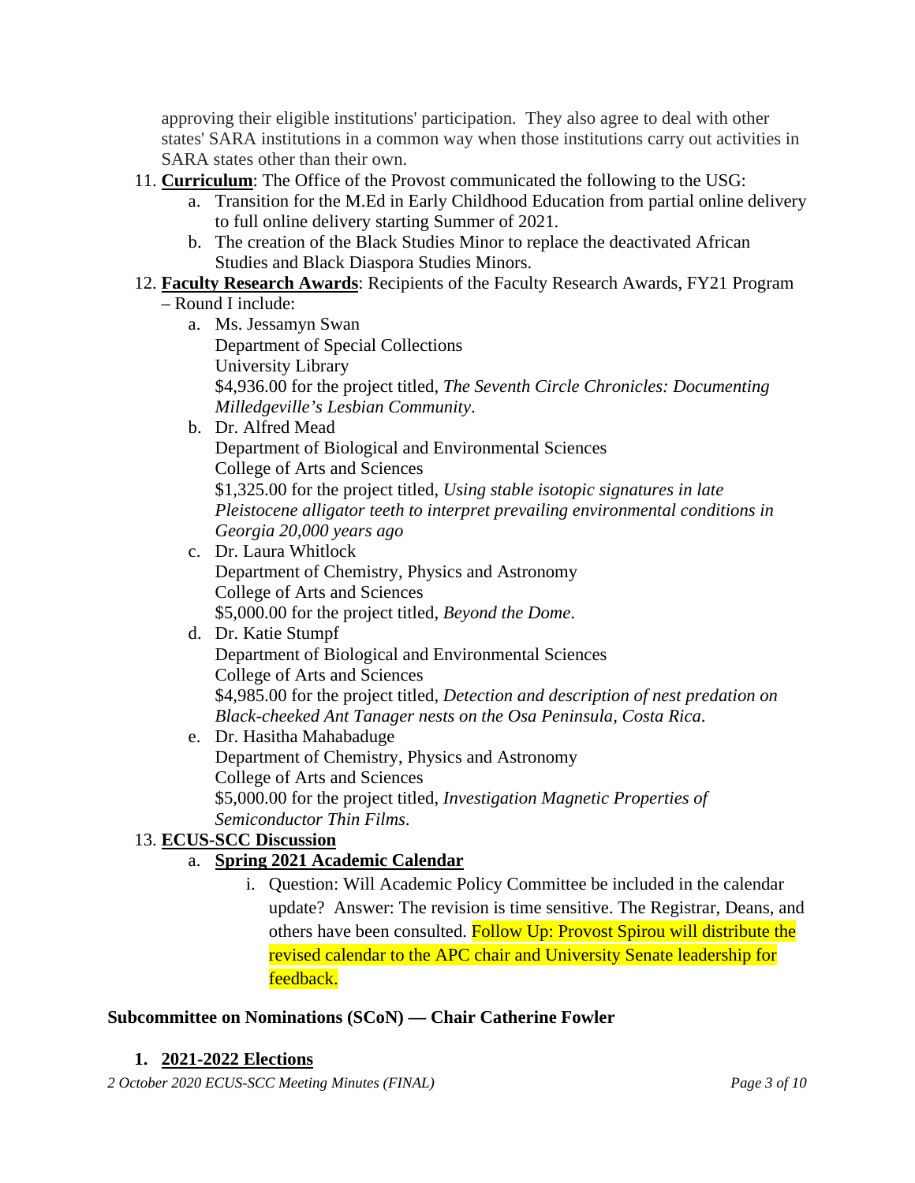approving their eligible institutions' participation. They also agree to deal with other states' SARA institutions in a common way when those institutions carry out activities in SARA states other than their own.

11. **Curriculum**: The Office of the Provost communicated the following to the USG:
    a. Transition for the M.Ed in Early Childhood Education from partial online delivery to full online delivery starting Summer of 2021.
    b. The creation of the Black Studies Minor to replace the deactivated African Studies and Black Diaspora Studies Minors.
12. **Faculty Research Awards**: Recipients of the Faculty Research Awards, FY21 Program – Round I include:
    a. Ms. Jessamyn Swan
       Department of Special Collections
       University Library
       $4,936.00 for the project titled, *The Seventh Circle Chronicles: Documenting Milledgeville's Lesbian Community*.
    b. Dr. Alfred Mead
       Department of Biological and Environmental Sciences
       College of Arts and Sciences
       $1,325.00 for the project titled, *Using stable isotopic signatures in late Pleistocene alligator teeth to interpret prevailing environmental conditions in Georgia 20,000 years ago*
    c. Dr. Laura Whitlock
       Department of Chemistry, Physics and Astronomy
       College of Arts and Sciences
       $5,000.00 for the project titled, *Beyond the Dome*.
    d. Dr. Katie Stumpf
       Department of Biological and Environmental Sciences
       College of Arts and Sciences
       $4,985.00 for the project titled, *Detection and description of nest predation on Black-cheeked Ant Tanager nests on the Osa Peninsula, Costa Rica*.
    e. Dr. Hasitha Mahabaduge
       Department of Chemistry, Physics and Astronomy
       College of Arts and Sciences
       $5,000.00 for the project titled, *Investigation Magnetic Properties of Semiconductor Thin Films*.
13. **ECUS-SCC Discussion**
    a. **Spring 2021 Academic Calendar**
       i. Question: Will Academic Policy Committee be included in the calendar update? Answer: The revision is time sensitive. The Registrar, Deans, and others have been consulted. Follow Up: Provost Spirou will distribute the revised calendar to the APC chair and University Senate leadership for feedback.

**Subcommittee on Nominations (SCoN) — Chair Catherine Fowler**

1. **2021-2022 Elections**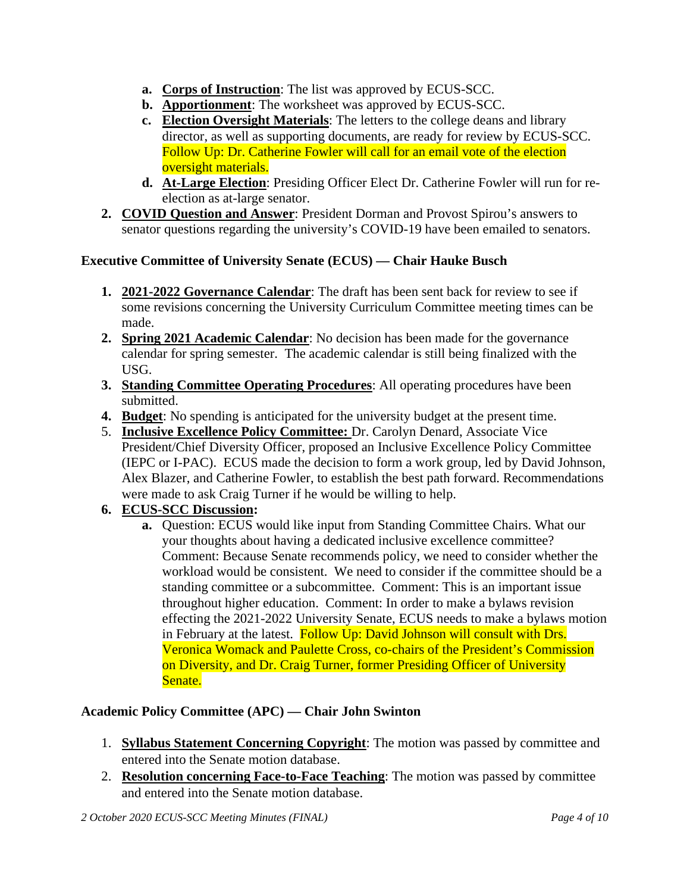a. **Corps of Instruction**: The list was approved by ECUS-SCC.
   b. **Apportionment**: The worksheet was approved by ECUS-SCC.
   c. **Election Oversight Materials**: The letters to the college deans and library director, as well as supporting documents, are ready for review by ECUS-SCC. Follow Up: Dr. Catherine Fowler will call for an email vote of the election oversight materials.
   d. **At-Large Election**: Presiding Officer Elect Dr. Catherine Fowler will run for re-election as at-large senator.
2. **COVID Question and Answer**: President Dorman and Provost Spirou's answers to senator questions regarding the university's COVID-19 have been emailed to senators.

**Executive Committee of University Senate (ECUS) — Chair Hauke Busch**

1. **2021-2022 Governance Calendar**: The draft has been sent back for review to see if some revisions concerning the University Curriculum Committee meeting times can be made.
2. **Spring 2021 Academic Calendar**: No decision has been made for the governance calendar for spring semester. The academic calendar is still being finalized with the USG.
3. **Standing Committee Operating Procedures**: All operating procedures have been submitted.
4. **Budget**: No spending is anticipated for the university budget at the present time.
5. **Inclusive Excellence Policy Committee:** Dr. Carolyn Denard, Associate Vice President/Chief Diversity Officer, proposed an Inclusive Excellence Policy Committee (IEPC or I-PAC). ECUS made the decision to form a work group, led by David Johnson, Alex Blazer, and Catherine Fowler, to establish the best path forward. Recommendations were made to ask Craig Turner if he would be willing to help.
6. **ECUS-SCC Discussion:**
   a. Question: ECUS would like input from Standing Committee Chairs. What our your thoughts about having a dedicated inclusive excellence committee? Comment: Because Senate recommends policy, we need to consider whether the workload would be consistent. We need to consider if the committee should be a standing committee or a subcommittee. Comment: This is an important issue throughout higher education. Comment: In order to make a bylaws revision effecting the 2021-2022 University Senate, ECUS needs to make a bylaws motion in February at the latest. Follow Up: David Johnson will consult with Drs. Veronica Womack and Paulette Cross, co-chairs of the President's Commission on Diversity, and Dr. Craig Turner, former Presiding Officer of University Senate.

**Academic Policy Committee (APC) — Chair John Swinton**

1. **Syllabus Statement Concerning Copyright**: The motion was passed by committee and entered into the Senate motion database.
2. **Resolution concerning Face-to-Face Teaching**: The motion was passed by committee and entered into the Senate motion database.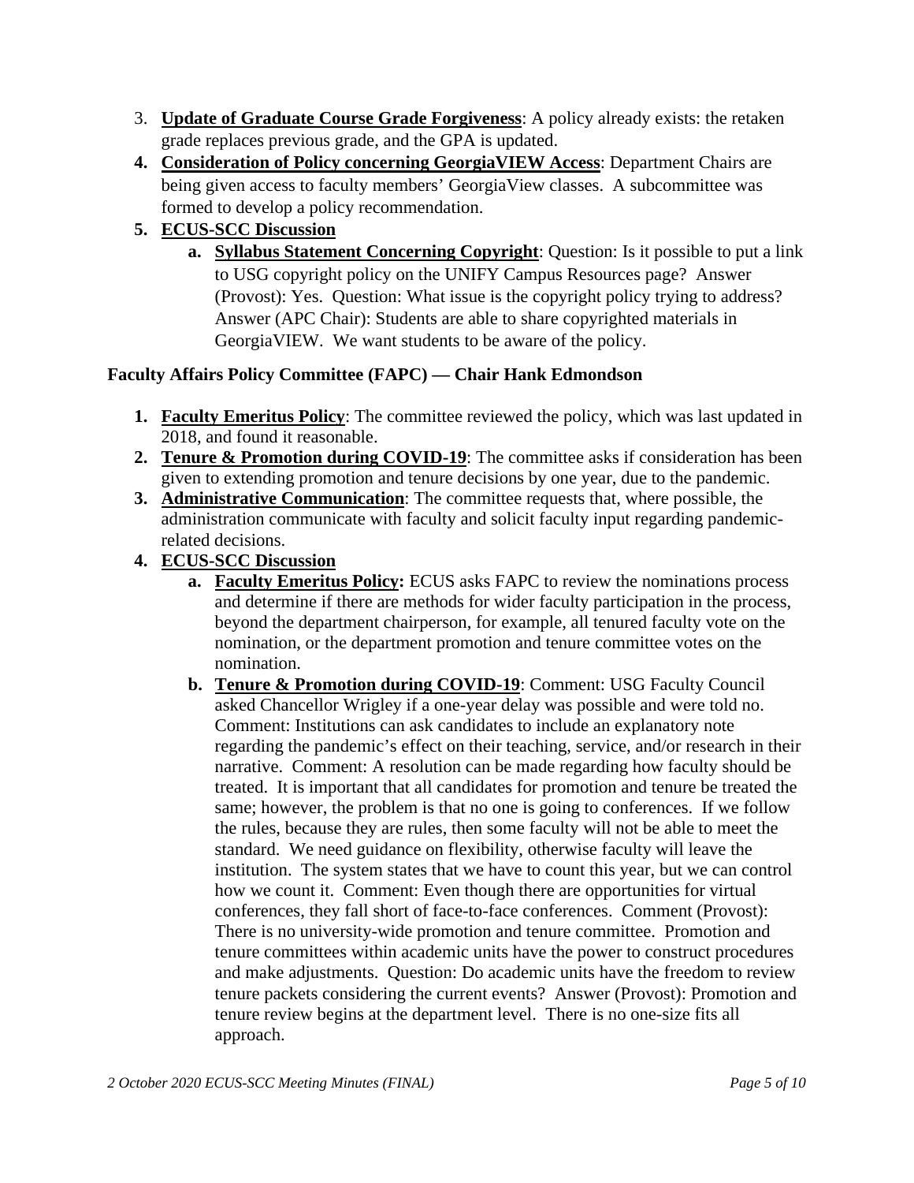3. **Update of Graduate Course Grade Forgiveness**: A policy already exists: the retaken grade replaces previous grade, and the GPA is updated.
4. **Consideration of Policy concerning GeorgiaVIEW Access**: Department Chairs are being given access to faculty members' GeorgiaView classes. A subcommittee was formed to develop a policy recommendation.
5. **ECUS-SCC Discussion**
    a. **Syllabus Statement Concerning Copyright**: Question: Is it possible to put a link to USG copyright policy on the UNIFY Campus Resources page? Answer (Provost): Yes. Question: What issue is the copyright policy trying to address? Answer (APC Chair): Students are able to share copyrighted materials in GeorgiaVIEW. We want students to be aware of the policy.

**Faculty Affairs Policy Committee (FAPC) — Chair Hank Edmondson**

1. **Faculty Emeritus Policy**: The committee reviewed the policy, which was last updated in 2018, and found it reasonable.
2. **Tenure & Promotion during COVID-19**: The committee asks if consideration has been given to extending promotion and tenure decisions by one year, due to the pandemic.
3. **Administrative Communication**: The committee requests that, where possible, the administration communicate with faculty and solicit faculty input regarding pandemic-related decisions.
4. **ECUS-SCC Discussion**
    a. **Faculty Emeritus Policy:** ECUS asks FAPC to review the nominations process and determine if there are methods for wider faculty participation in the process, beyond the department chairperson, for example, all tenured faculty vote on the nomination, or the department promotion and tenure committee votes on the nomination.
    b. **Tenure & Promotion during COVID-19**: Comment: USG Faculty Council asked Chancellor Wrigley if a one-year delay was possible and were told no. Comment: Institutions can ask candidates to include an explanatory note regarding the pandemic's effect on their teaching, service, and/or research in their narrative. Comment: A resolution can be made regarding how faculty should be treated. It is important that all candidates for promotion and tenure be treated the same; however, the problem is that no one is going to conferences. If we follow the rules, because they are rules, then some faculty will not be able to meet the standard. We need guidance on flexibility, otherwise faculty will leave the institution. The system states that we have to count this year, but we can control how we count it. Comment: Even though there are opportunities for virtual conferences, they fall short of face-to-face conferences. Comment (Provost): There is no university-wide promotion and tenure committee. Promotion and tenure committees within academic units have the power to construct procedures and make adjustments. Question: Do academic units have the freedom to review tenure packets considering the current events? Answer (Provost): Promotion and tenure review begins at the department level. There is no one-size fits all approach.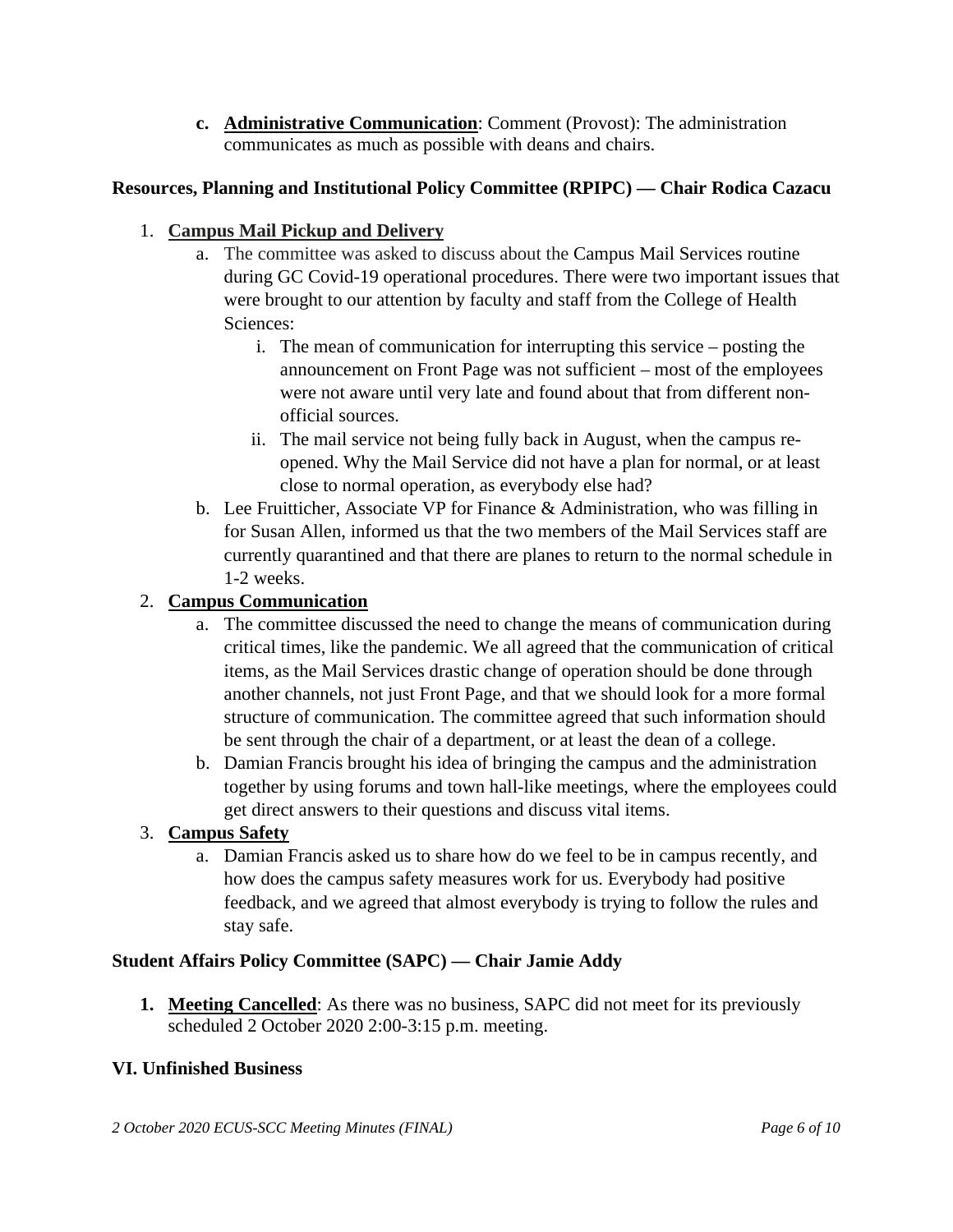c. **Administrative Communication**: Comment (Provost): The administration communicates as much as possible with deans and chairs.

**Resources, Planning and Institutional Policy Committee (RPIPC) — Chair Rodica Cazacu**

1. **Campus Mail Pickup and Delivery**
   a. The committee was asked to discuss about the Campus Mail Services routine during GC Covid-19 operational procedures. There were two important issues that were brought to our attention by faculty and staff from the College of Health Sciences:
      i. The mean of communication for interrupting this service – posting the announcement on Front Page was not sufficient – most of the employees were not aware until very late and found about that from different non-official sources.
      ii. The mail service not being fully back in August, when the campus re-opened. Why the Mail Service did not have a plan for normal, or at least close to normal operation, as everybody else had?
   b. Lee Fruitticher, Associate VP for Finance & Administration, who was filling in for Susan Allen, informed us that the two members of the Mail Services staff are currently quarantined and that there are planes to return to the normal schedule in 1-2 weeks.
2. **Campus Communication**
   a. The committee discussed the need to change the means of communication during critical times, like the pandemic. We all agreed that the communication of critical items, as the Mail Services drastic change of operation should be done through another channels, not just Front Page, and that we should look for a more formal structure of communication. The committee agreed that such information should be sent through the chair of a department, or at least the dean of a college.
   b. Damian Francis brought his idea of bringing the campus and the administration together by using forums and town hall-like meetings, where the employees could get direct answers to their questions and discuss vital items.
3. **Campus Safety**
   a. Damian Francis asked us to share how do we feel to be in campus recently, and how does the campus safety measures work for us. Everybody had positive feedback, and we agreed that almost everybody is trying to follow the rules and stay safe.

**Student Affairs Policy Committee (SAPC) — Chair Jamie Addy**

1. **Meeting Cancelled**: As there was no business, SAPC did not meet for its previously scheduled 2 October 2020 2:00-3:15 p.m. meeting.

**VI. Unfinished Business**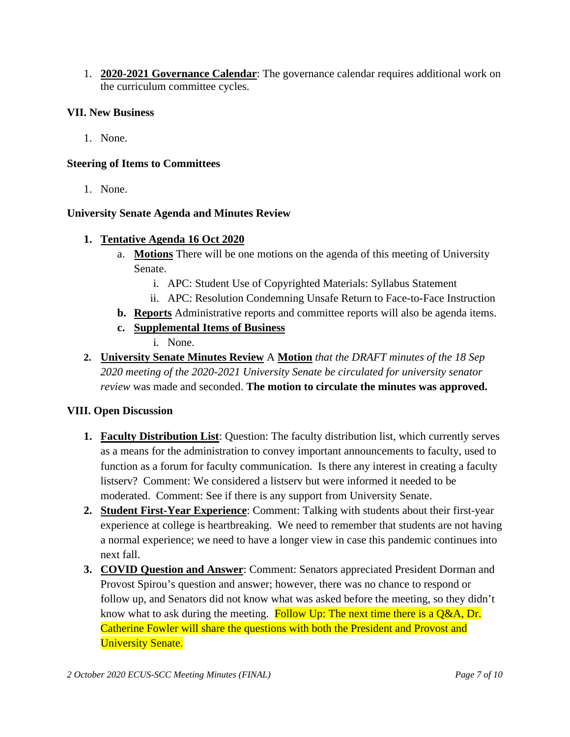1. **2020-2021 Governance Calendar**: The governance calendar requires additional work on the curriculum committee cycles.

### VII. New Business

1. None.

### Steering of Items to Committees

1. None.

### University Senate Agenda and Minutes Review

1. **Tentative Agenda 16 Oct 2020**
   a. **Motions** There will be one motions on the agenda of this meeting of University Senate.
      i. APC: Student Use of Copyrighted Materials: Syllabus Statement
      ii. APC: Resolution Condemning Unsafe Return to Face-to-Face Instruction
   b. **Reports** Administrative reports and committee reports will also be agenda items.
   c. **Supplemental Items of Business**
      i. None.
2. **University Senate Minutes Review** A **Motion** *that the DRAFT minutes of the 18 Sep 2020 meeting of the 2020-2021 University Senate be circulated for university senator review* was made and seconded. **The motion to circulate the minutes was approved.**

### VIII. Open Discussion

1. **Faculty Distribution List**: Question: The faculty distribution list, which currently serves as a means for the administration to convey important announcements to faculty, used to function as a forum for faculty communication. Is there any interest in creating a faculty listserv? Comment: We considered a listserv but were informed it needed to be moderated. Comment: See if there is any support from University Senate.
2. **Student First-Year Experience**: Comment: Talking with students about their first-year experience at college is heartbreaking. We need to remember that students are not having a normal experience; we need to have a longer view in case this pandemic continues into next fall.
3. **COVID Question and Answer**: Comment: Senators appreciated President Dorman and Provost Spirou's question and answer; however, there was no chance to respond or follow up, and Senators did not know what was asked before the meeting, so they didn't know what to ask during the meeting. Follow Up: The next time there is a Q&A, Dr. Catherine Fowler will share the questions with both the President and Provost and University Senate.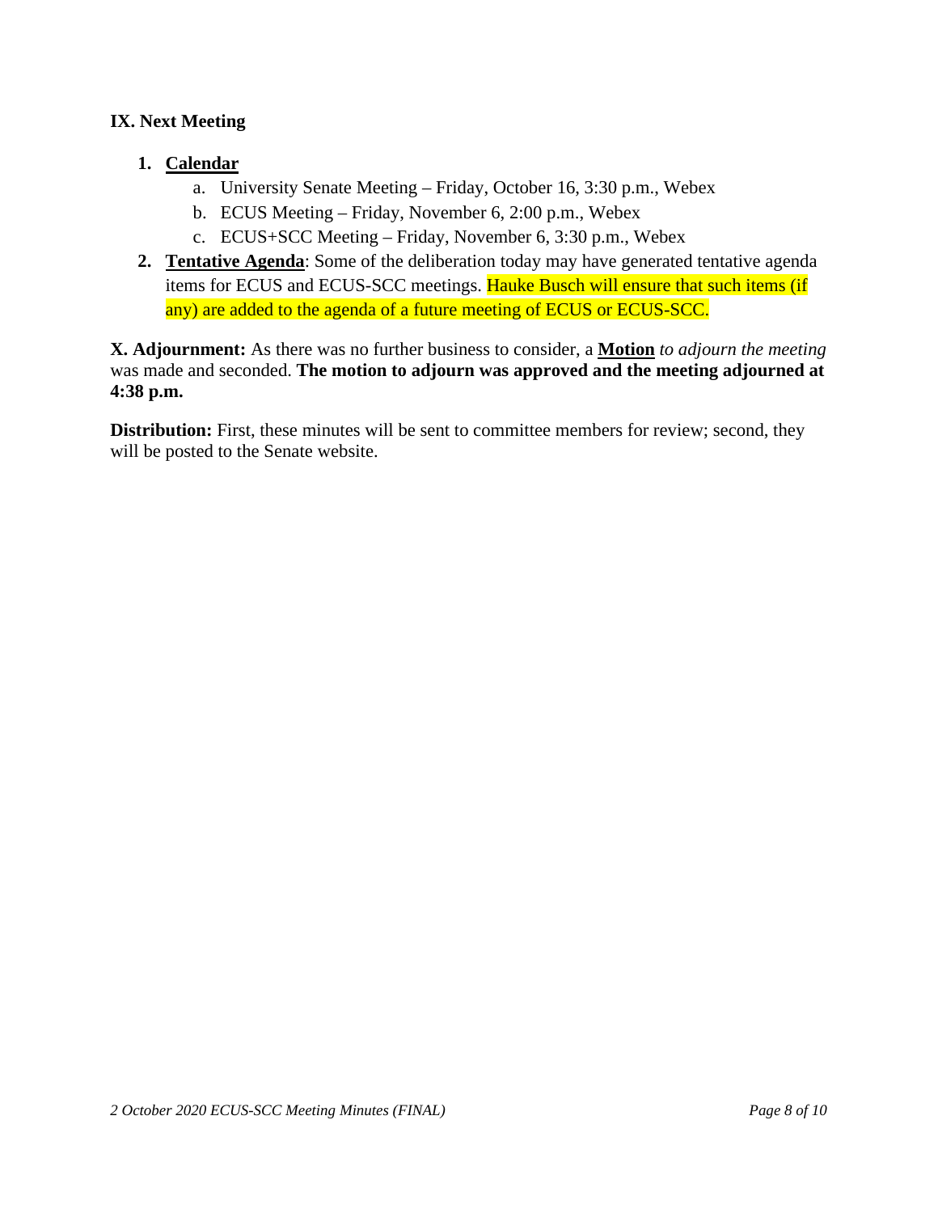### IX. Next Meeting

1. **Calendar**
    a. University Senate Meeting – Friday, October 16, 3:30 p.m., Webex
    b. ECUS Meeting – Friday, November 6, 2:00 p.m., Webex
    c. ECUS+SCC Meeting – Friday, November 6, 3:30 p.m., Webex
2. **Tentative Agenda**: Some of the deliberation today may have generated tentative agenda items for ECUS and ECUS-SCC meetings. Hauke Busch will ensure that such items (if any) are added to the agenda of a future meeting of ECUS or ECUS-SCC.

**X. Adjournment:** As there was no further business to consider, a **Motion** *to adjourn the meeting* was made and seconded. **The motion to adjourn was approved and the meeting adjourned at 4:38 p.m.**

**Distribution:** First, these minutes will be sent to committee members for review; second, they will be posted to the Senate website.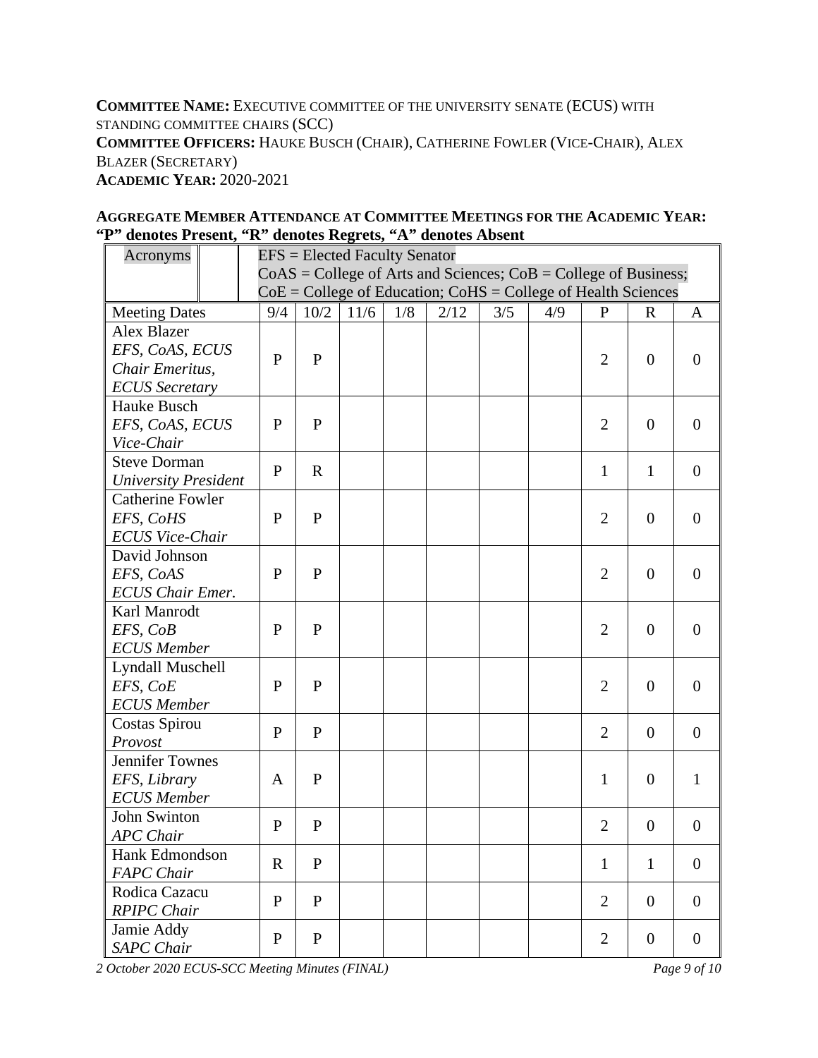**COMMITTEE NAME:** EXECUTIVE COMMITTEE OF THE UNIVERSITY SENATE (ECUS) WITH STANDING COMMITTEE CHAIRS (SCC)
**COMMITTEE OFFICERS:** HAUKE BUSCH (CHAIR), CATHERINE FOWLER (VICE-CHAIR), ALEX BLAZER (SECRETARY)
**ACADEMIC YEAR:** 2020-2021

**AGGREGATE MEMBER ATTENDANCE AT COMMITTEE MEETINGS FOR THE ACADEMIC YEAR:**
**"P" denotes Present, "R" denotes Regrets, "A" denotes Absent**

| Acronyms | EFS = Elected Faculty Senator<br>CoAS = College of Arts and Sciences; CoB = College of Business;<br>CoE = College of Education; CoHS = College of Health Sciences | | | | | | | | | |
|---|---|---|---|---|---|---|---|---|---|---|
| Meeting Dates | 9/4 | 10/2 | 11/6 | 1/8 | 2/12 | 3/5 | 4/9 | P | R | A |
| Alex Blazer<br>*EFS, CoAS, ECUS Chair Emeritus, ECUS Secretary* | P | P | | | | | | 2 | 0 | 0 |
| Hauke Busch<br>*EFS, CoAS, ECUS Vice-Chair* | P | P | | | | | | 2 | 0 | 0 |
| Steve Dorman<br>*University President* | P | R | | | | | | 1 | 1 | 0 |
| Catherine Fowler<br>*EFS, CoHS ECUS Vice-Chair* | P | P | | | | | | 2 | 0 | 0 |
| David Johnson<br>*EFS, CoAS ECUS Chair Emer.* | P | P | | | | | | 2 | 0 | 0 |
| Karl Manrodt<br>*EFS, CoB ECUS Member* | P | P | | | | | | 2 | 0 | 0 |
| Lyndall Muschell<br>*EFS, CoE ECUS Member* | P | P | | | | | | 2 | 0 | 0 |
| Costas Spirou<br>*Provost* | P | P | | | | | | 2 | 0 | 0 |
| Jennifer Townes<br>*EFS, Library ECUS Member* | A | P | | | | | | 1 | 0 | 1 |
| John Swinton<br>*APC Chair* | P | P | | | | | | 2 | 0 | 0 |
| Hank Edmondson<br>*FAPC Chair* | R | P | | | | | | 1 | 1 | 0 |
| Rodica Cazacu<br>*RPIPC Chair* | P | P | | | | | | 2 | 0 | 0 |
| Jamie Addy<br>*SAPC Chair* | P | P | | | | | | 2 | 0 | 0 |